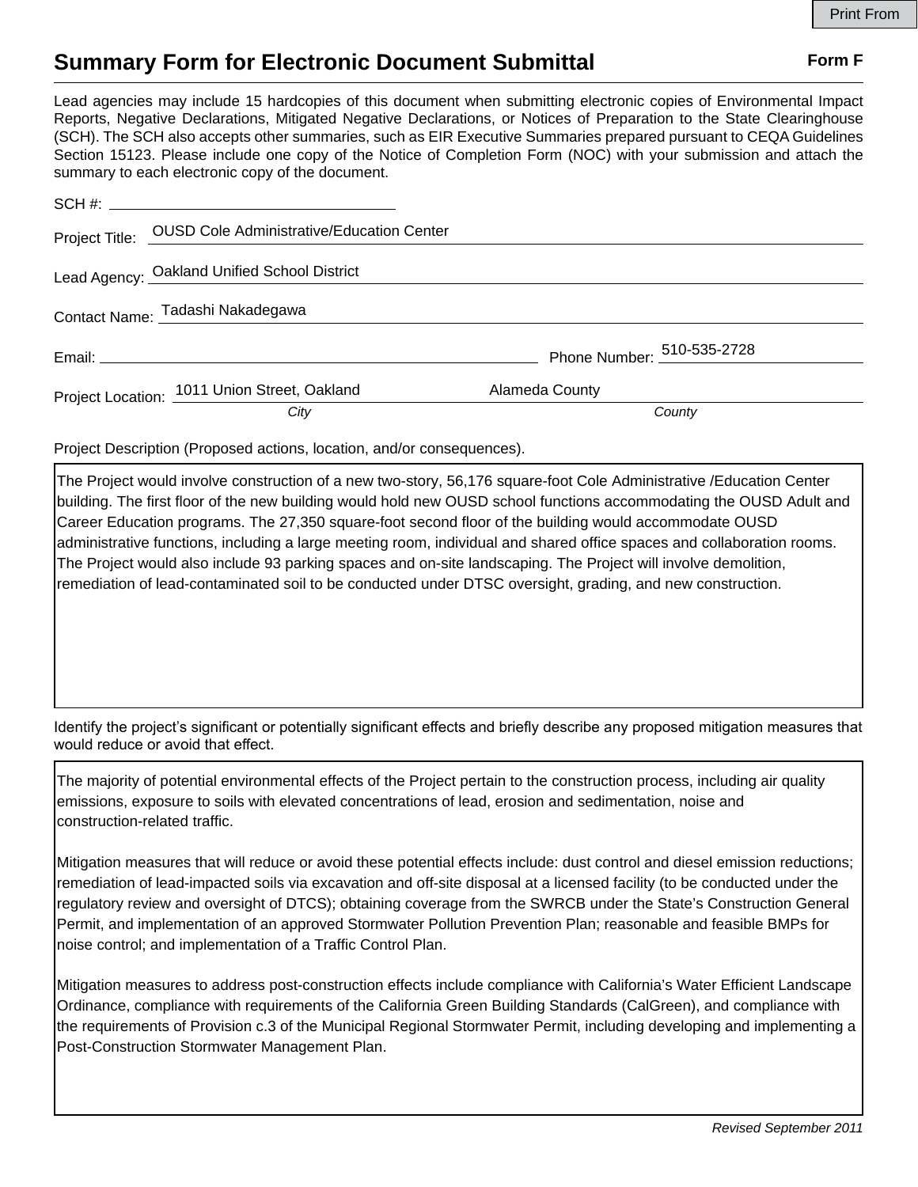Print From

# Summary Form for Electronic Document Submittal

**Form F**

Lead agencies may include 15 hardcopies of this document when submitting electronic copies of Environmental Impact Reports, Negative Declarations, Mitigated Negative Declarations, or Notices of Preparation to the State Clearinghouse (SCH). The SCH also accepts other summaries, such as EIR Executive Summaries prepared pursuant to CEQA Guidelines Section 15123. Please include one copy of the Notice of Completion Form (NOC) with your submission and attach the summary to each electronic copy of the document.

SCH #: ______________________

Project Title: OUSD Cole Administrative/Education Center

Lead Agency: Oakland Unified School District

Contact Name: Tadashi Nakadegawa

Email: ______________________ Phone Number: 510-535-2728

Project Location: 1011 Union Street, Oakland (*City*) Alameda County (*County*)

Project Description (Proposed actions, location, and/or consequences).

The Project would involve construction of a new two-story, 56,176 square-foot Cole Administrative /Education Center building. The first floor of the new building would hold new OUSD school functions accommodating the OUSD Adult and Career Education programs. The 27,350 square-foot second floor of the building would accommodate OUSD administrative functions, including a large meeting room, individual and shared office spaces and collaboration rooms. The Project would also include 93 parking spaces and on-site landscaping. The Project will involve demolition, remediation of lead-contaminated soil to be conducted under DTSC oversight, grading, and new construction.

Identify the project's significant or potentially significant effects and briefly describe any proposed mitigation measures that would reduce or avoid that effect.

The majority of potential environmental effects of the Project pertain to the construction process, including air quality emissions, exposure to soils with elevated concentrations of lead, erosion and sedimentation, noise and construction-related traffic.

Mitigation measures that will reduce or avoid these potential effects include: dust control and diesel emission reductions; remediation of lead-impacted soils via excavation and off-site disposal at a licensed facility (to be conducted under the regulatory review and oversight of DTCS); obtaining coverage from the SWRCB under the State's Construction General Permit, and implementation of an approved Stormwater Pollution Prevention Plan; reasonable and feasible BMPs for noise control; and implementation of a Traffic Control Plan.

Mitigation measures to address post-construction effects include compliance with California's Water Efficient Landscape Ordinance, compliance with requirements of the California Green Building Standards (CalGreen), and compliance with the requirements of Provision c.3 of the Municipal Regional Stormwater Permit, including developing and implementing a Post-Construction Stormwater Management Plan.

*Revised September 2011*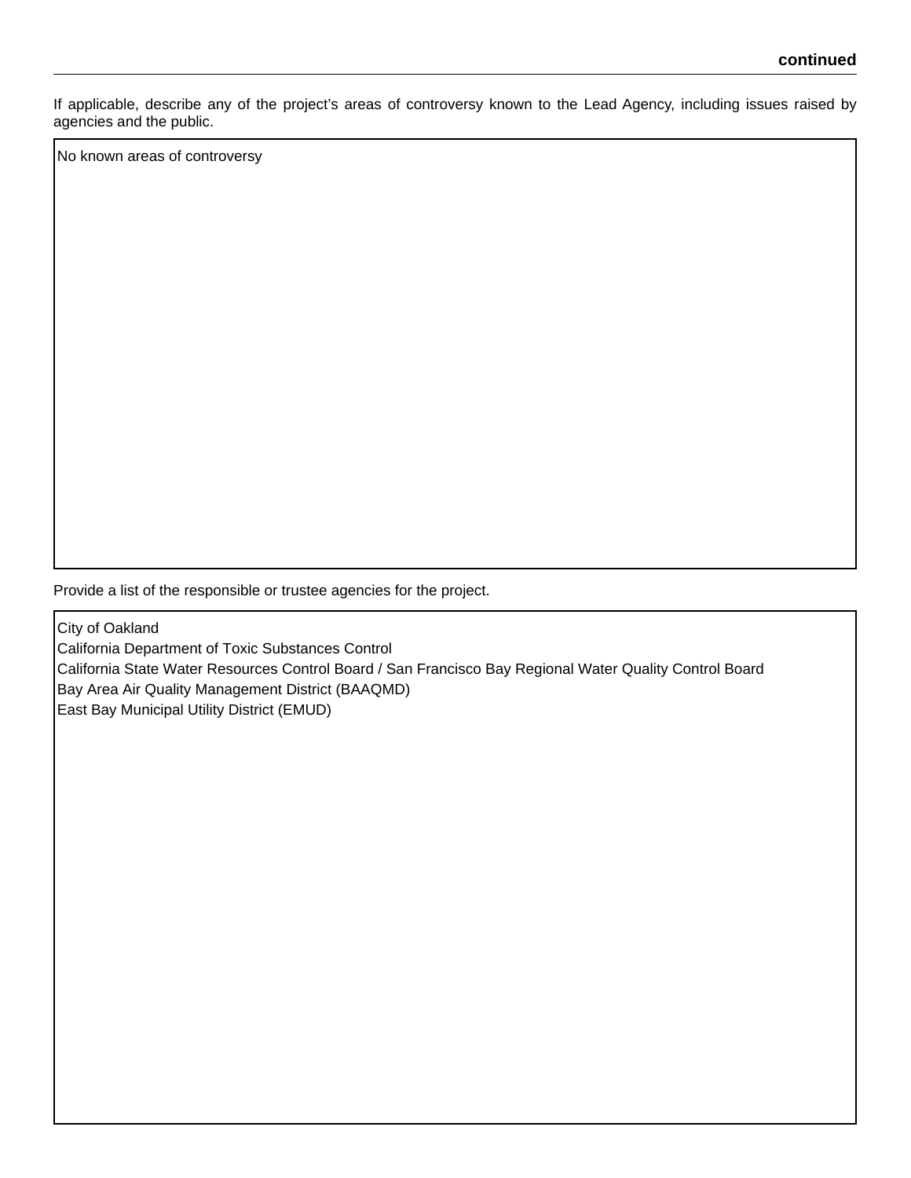**continued**

If applicable, describe any of the project's areas of controversy known to the Lead Agency, including issues raised by agencies and the public.

No known areas of controversy

Provide a list of the responsible or trustee agencies for the project.

City of Oakland
California Department of Toxic Substances Control
California State Water Resources Control Board / San Francisco Bay Regional Water Quality Control Board
Bay Area Air Quality Management District (BAAQMD)
East Bay Municipal Utility District (EMUD)